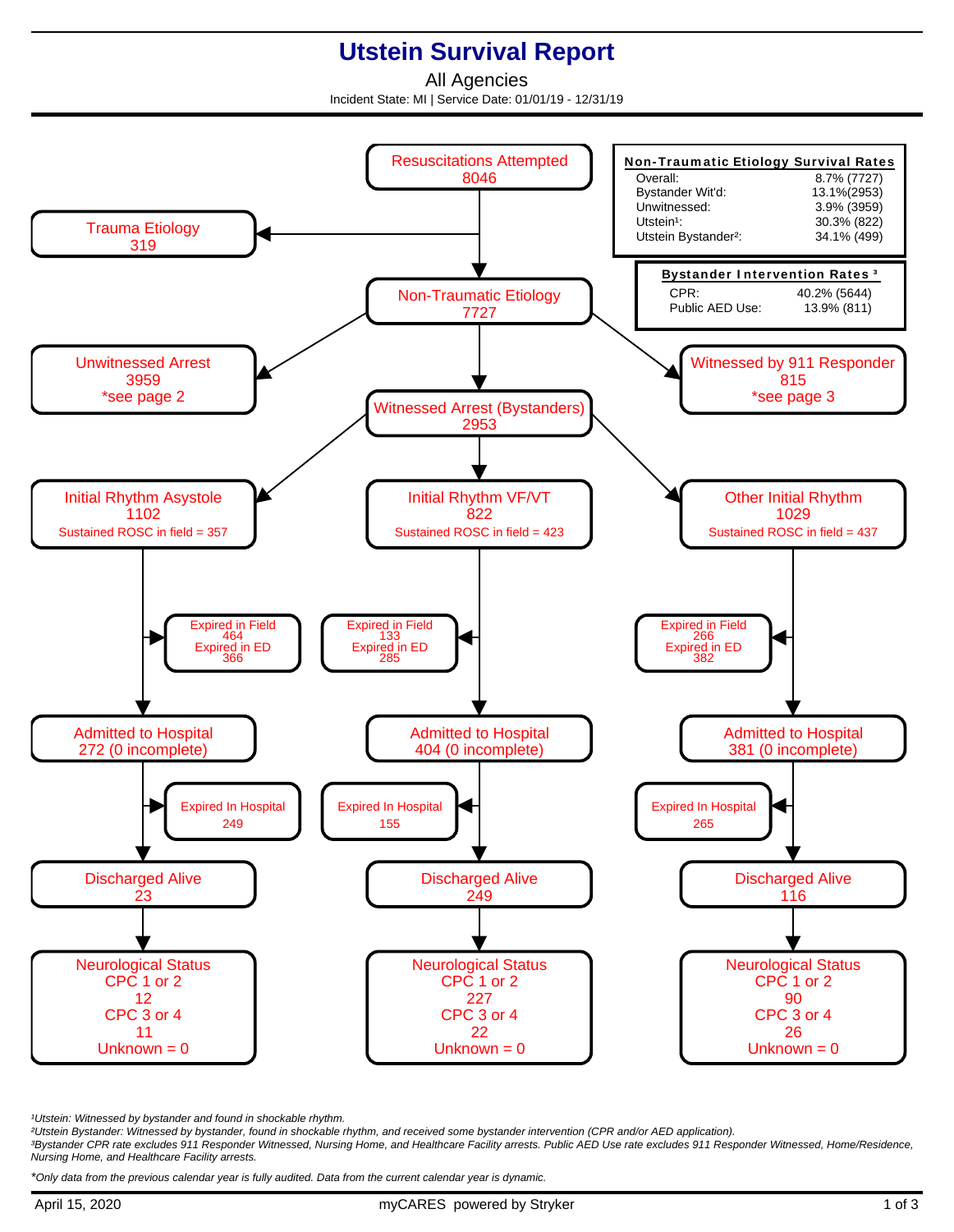# Utstein Survival Report

All Agencies

Incident State: MI | Service Date: 01/01/19 - 12/31/19

**Non-Traumatic Etiology Survival Rates**

| | |
|---|---|
| Overall: | 8.7% (7727) |
| Bystander Wit'd: | 13.1%(2953) |
| Unwitnessed: | 3.9% (3959) |
| Utstein[1]: | 30.3% (822) |
| Utstein Bystander[2]: | 34.1% (499) |

**Bystander Intervention Rates [3]**

| | |
|---|---|
| CPR: | 40.2% (5644) |
| Public AED Use: | 13.9% (811) |

Resuscitations Attempted
8046

- Trauma Etiology
  319
- Non-Traumatic Etiology
  7727
  - Unwitnessed Arrest
    3959
    *see page 2
  - Witnessed by 911 Responder
    815
    *see page 3
  - Witnessed Arrest (Bystanders)
    2953

| | Initial Rhythm Asystole | Initial Rhythm VF/VT | Other Initial Rhythm |
|---|---|---|---|
| Count | 1102 | 822 | 1029 |
| Sustained ROSC in field | 357 | 423 | 437 |
| Expired in Field | 464 | 133 | 266 |
| Expired in ED | 366 | 285 | 382 |
| Admitted to Hospital | 272 (0 incomplete) | 404 (0 incomplete) | 381 (0 incomplete) |
| Expired In Hospital | 249 | 155 | 265 |
| Discharged Alive | 23 | 249 | 116 |
| Neurological Status CPC 1 or 2 | 12 | 227 | 90 |
| Neurological Status CPC 3 or 4 | 11 | 22 | 26 |
| Neurological Status Unknown | 0 | 0 | 0 |

*[1]Utstein: Witnessed by bystander and found in shockable rhythm.*
*[2]Utstein Bystander: Witnessed by bystander, found in shockable rhythm, and received some bystander intervention (CPR and/or AED application).*
*[3]Bystander CPR rate excludes 911 Responder Witnessed, Nursing Home, and Healthcare Facility arrests. Public AED Use rate excludes 911 Responder Witnessed, Home/Residence, Nursing Home, and Healthcare Facility arrests.*

**Only data from the previous calendar year is fully audited. Data from the current calendar year is dynamic.*

April 15, 2020 | myCARES powered by Stryker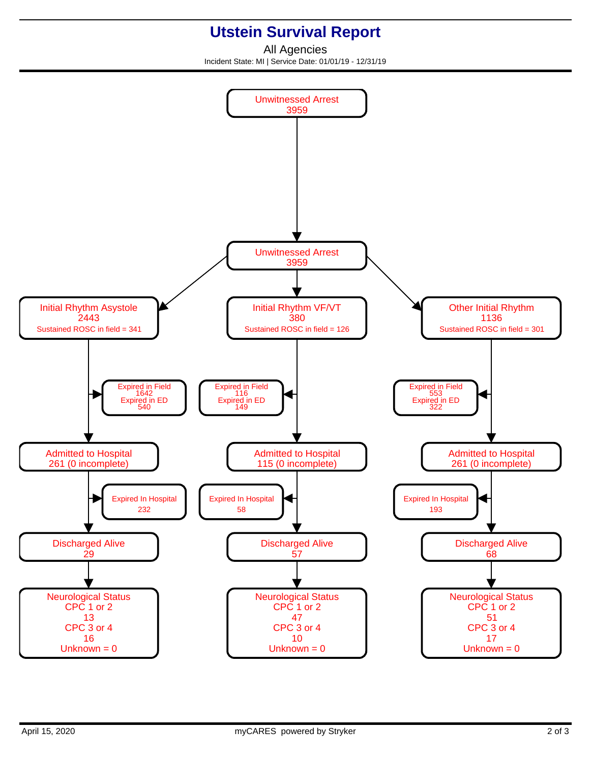# Utstein Survival Report

All Agencies

Incident State: MI | Service Date: 01/01/19 - 12/31/19

**Unwitnessed Arrest**
3959

↓

**Unwitnessed Arrest**
3959

| | Initial Rhythm Asystole | Initial Rhythm VF/VT | Other Initial Rhythm |
|---|---|---|---|
| Count | 2443 | 380 | 1136 |
| Sustained ROSC in field | 341 | 126 | 301 |
| Expired in Field | 1642 | 116 | 553 |
| Expired in ED | 540 | 149 | 322 |
| Admitted to Hospital | 261 (0 incomplete) | 115 (0 incomplete) | 261 (0 incomplete) |
| Expired In Hospital | 232 | 58 | 193 |
| Discharged Alive | 29 | 57 | 68 |
| Neurological Status: CPC 1 or 2 | 13 | 47 | 51 |
| Neurological Status: CPC 3 or 4 | 16 | 10 | 17 |
| Neurological Status: Unknown | 0 | 0 | 0 |

April 15, 2020

myCARES powered by Stryker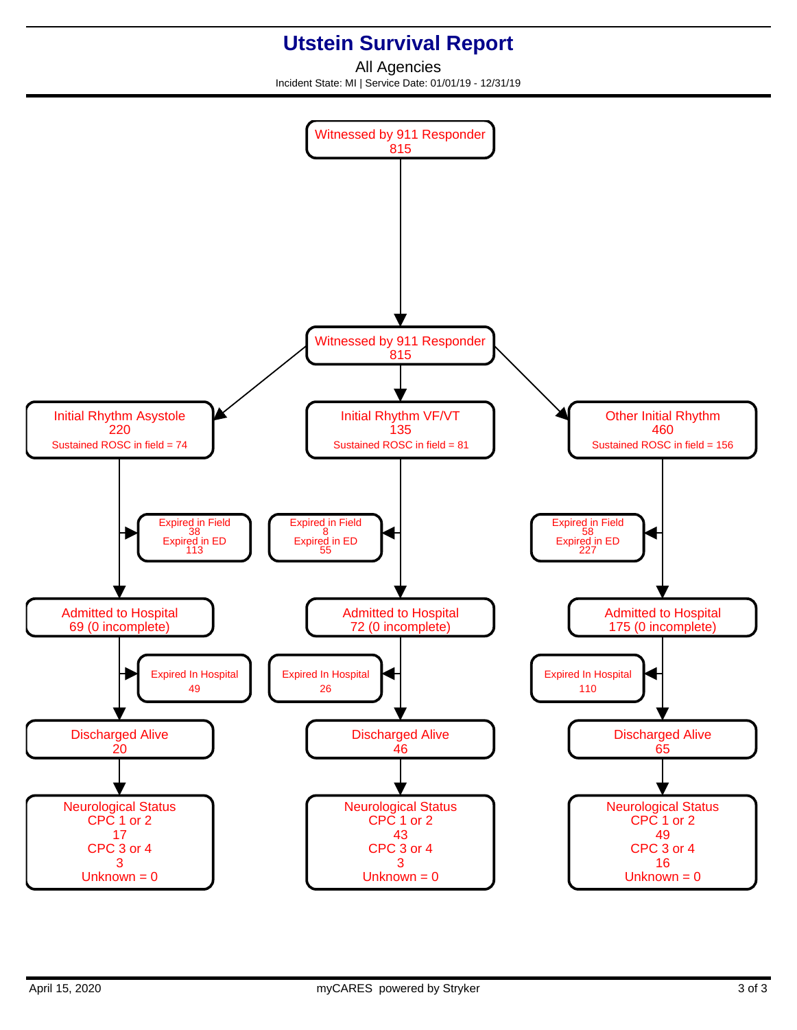# Utstein Survival Report

All Agencies

Incident State: MI | Service Date: 01/01/19 - 12/31/19

Witnessed by 911 Responder
815

Witnessed by 911 Responder
815

Initial Rhythm Asystole
220
Sustained ROSC in field = 74

Initial Rhythm VF/VT
135
Sustained ROSC in field = 81

Other Initial Rhythm
460
Sustained ROSC in field = 156

Expired in Field
38
Expired in ED
113

Expired in Field
8
Expired in ED
55

Expired in Field
58
Expired in ED
227

Admitted to Hospital
69 (0 incomplete)

Admitted to Hospital
72 (0 incomplete)

Admitted to Hospital
175 (0 incomplete)

Expired In Hospital
49

Expired In Hospital
26

Expired In Hospital
110

Discharged Alive
20

Discharged Alive
46

Discharged Alive
65

Neurological Status
CPC 1 or 2
17
CPC 3 or 4
3
Unknown = 0

Neurological Status
CPC 1 or 2
43
CPC 3 or 4
3
Unknown = 0

Neurological Status
CPC 1 or 2
49
CPC 3 or 4
16
Unknown = 0

April 15, 2020

myCARES powered by Stryker